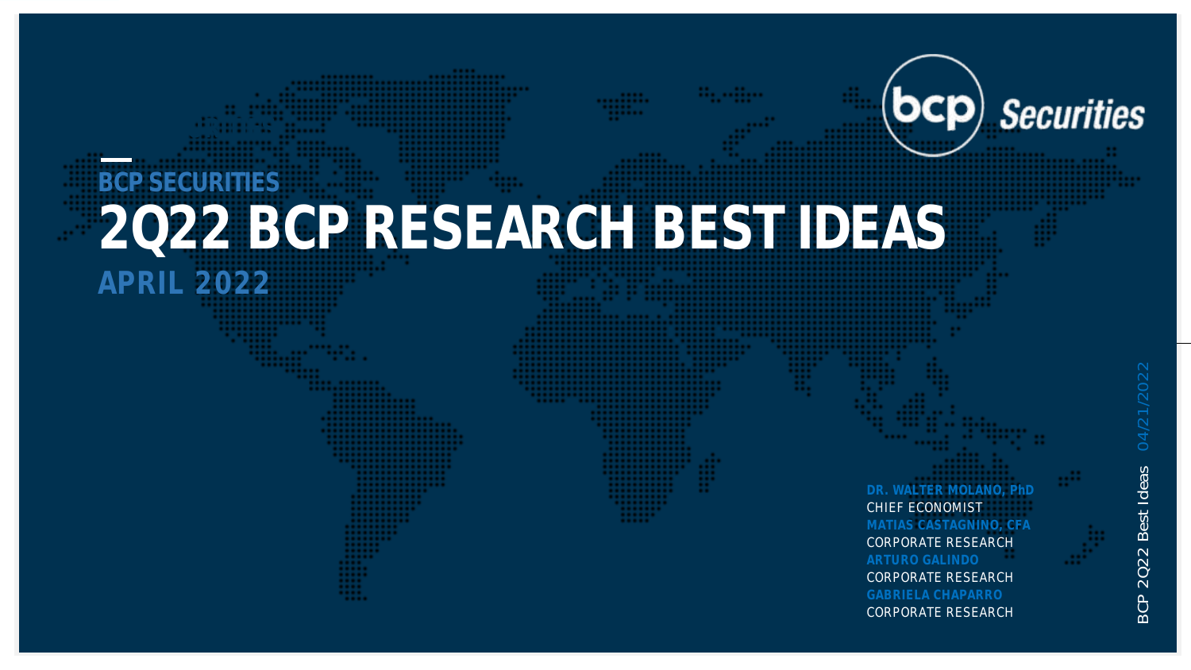## BCP SECURITIES

# 2Q22 BCP RESEARCH BEST IDEAS

## APRIL 2022

bcp Securities

**DR. WALTER MOLANO, PhD**
CHIEF ECONOMIST
**MATIAS CASTAGNINO, CFA**
CORPORATE RESEARCH
**ARTURO GALINDO**
CORPORATE RESEARCH
**GABRIELA CHAPARRO**
CORPORATE RESEARCH

BCP 2Q22 Best Ideas 04/21/2022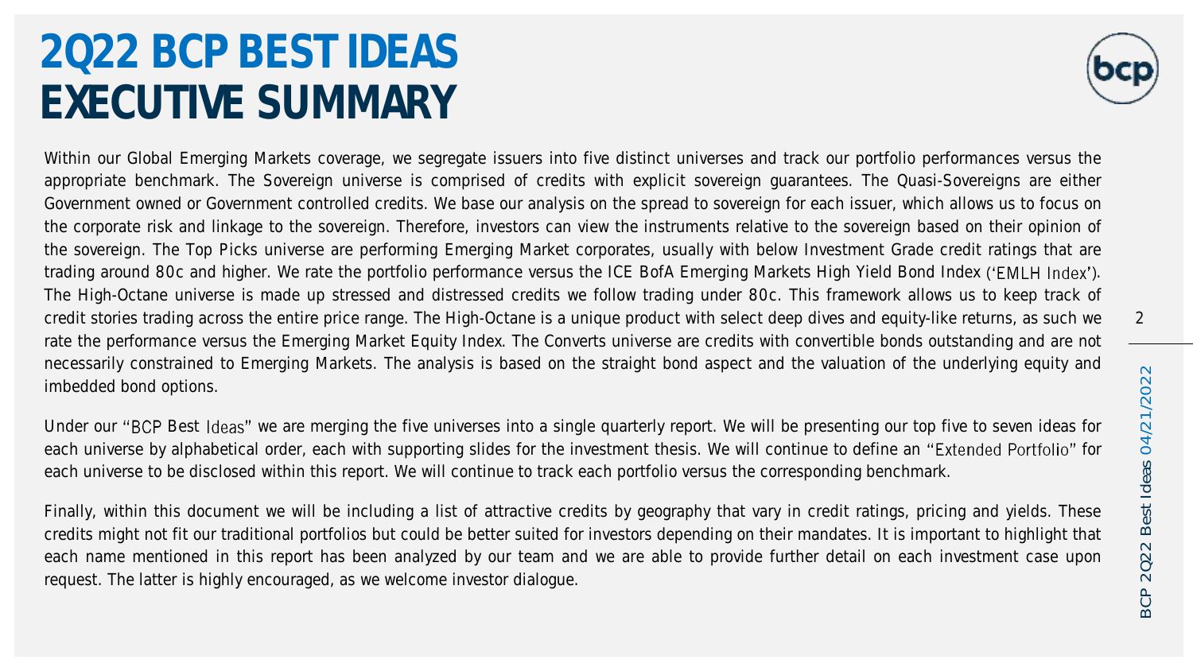# 2Q22 BCP BEST IDEAS
# EXECUTIVE SUMMARY

Within our Global Emerging Markets coverage, we segregate issuers into five distinct universes and track our portfolio performances versus the appropriate benchmark. The Sovereign universe is comprised of credits with explicit sovereign guarantees. The Quasi-Sovereigns are either Government owned or Government controlled credits. We base our analysis on the spread to sovereign for each issuer, which allows us to focus on the corporate risk and linkage to the sovereign. Therefore, investors can view the instruments relative to the sovereign based on their opinion of the sovereign. The Top Picks universe are performing Emerging Market corporates, usually with below Investment Grade credit ratings that are trading around 80c and higher. We rate the portfolio performance versus the ICE BofA Emerging Markets High Yield Bond Index ('EMLH Index'). The High-Octane universe is made up stressed and distressed credits we follow trading under 80c. This framework allows us to keep track of credit stories trading across the entire price range. The High-Octane is a unique product with select deep dives and equity-like returns, as such we rate the performance versus the Emerging Market Equity Index. The Converts universe are credits with convertible bonds outstanding and are not necessarily constrained to Emerging Markets. The analysis is based on the straight bond aspect and the valuation of the underlying equity and imbedded bond options.

Under our "BCP Best Ideas" we are merging the five universes into a single quarterly report. We will be presenting our top five to seven ideas for each universe by alphabetical order, each with supporting slides for the investment thesis. We will continue to define an "Extended Portfolio" for each universe to be disclosed within this report. We will continue to track each portfolio versus the corresponding benchmark.

Finally, within this document we will be including a list of attractive credits by geography that vary in credit ratings, pricing and yields. These credits might not fit our traditional portfolios but could be better suited for investors depending on their mandates. It is important to highlight that each name mentioned in this report has been analyzed by our team and we are able to provide further detail on each investment case upon request. The latter is highly encouraged, as we welcome investor dialogue.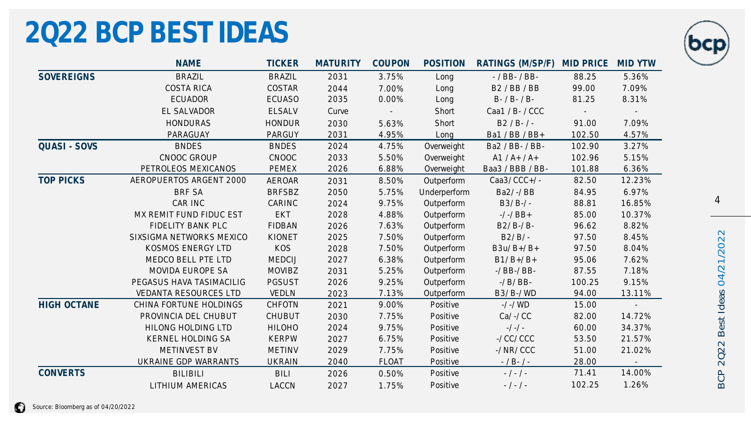# 2Q22 BCP BEST IDEAS

| | NAME | TICKER | MATURITY | COUPON | POSITION | RATINGS (M/SP/F) | MID PRICE | MID YTW |
|---|---|---|---|---|---|---|---|---|
| SOVEREIGNS | BRAZIL | BRAZIL | 2031 | 3.75% | Long | - / BB- / BB- | 88.25 | 5.36% |
| | COSTA RICA | COSTAR | 2044 | 7.00% | Long | B2 / BB / BB | 99.00 | 7.09% |
| | ECUADOR | ECUASO | 2035 | 0.00% | Long | B- / B- / B- | 81.25 | 8.31% |
| | EL SALVADOR | ELSALV | Curve | - | Short | Caa1 / B- / CCC | - | - |
| | HONDURAS | HONDUR | 2030 | 5.63% | Short | B2 / B- / - | 91.00 | 7.09% |
| | PARAGUAY | PARGUY | 2031 | 4.95% | Long | Ba1 / BB / BB+ | 102.50 | 4.57% |
| QUASI - SOVS | BNDES | BNDES | 2024 | 4.75% | Overweight | Ba2 / BB- / BB- | 102.90 | 3.27% |
| | CNOOC GROUP | CNOOC | 2033 | 5.50% | Overweight | A1 / A+ / A+ | 102.96 | 5.15% |
| | PETROLEOS MEXICANOS | PEMEX | 2026 | 6.88% | Overweight | Baa3 / BBB / BB- | 101.88 | 6.36% |
| TOP PICKS | AEROPUERTOS ARGENT 2000 | AEROAR | 2031 | 8.50% | Outperform | Caa3/ CCC+/ - | 82.50 | 12.23% |
| | BRF SA | BRFSBZ | 2050 | 5.75% | Underperform | Ba2/ -/ BB | 84.95 | 6.97% |
| | CAR INC | CARINC | 2024 | 9.75% | Outperform | B3/ B-/ - | 88.81 | 16.85% |
| | MX REMIT FUND FIDUC EST | EKT | 2028 | 4.88% | Outperform | -/ -/ BB+ | 85.00 | 10.37% |
| | FIDELITY BANK PLC | FIDBAN | 2026 | 7.63% | Outperform | B2/ B-/ B- | 96.62 | 8.82% |
| | SIXSIGMA NETWORKS MEXICO | KIONET | 2025 | 7.50% | Outperform | B2/ B/ - | 97.50 | 8.45% |
| | KOSMOS ENERGY LTD | KOS | 2028 | 7.50% | Outperform | B3u/ B+/ B+ | 97.50 | 8.04% |
| | MEDCO BELL PTE LTD | MEDCIJ | 2027 | 6.38% | Outperform | B1/ B+/ B+ | 95.06 | 7.62% |
| | MOVIDA EUROPE SA | MOVIBZ | 2031 | 5.25% | Outperform | -/ BB-/ BB- | 87.55 | 7.18% |
| | PEGASUS HAVA TASIMACILIG | PGSUST | 2026 | 9.25% | Outperform | -/ B/ BB- | 100.25 | 9.15% |
| | VEDANTA RESOURCES LTD | VEDLN | 2023 | 7.13% | Outperform | B3/ B-/ WD | 94.00 | 13.11% |
| HIGH OCTANE | CHINA FORTUNE HOLDINGS | CHFOTN | 2021 | 9.00% | Positive | -/ -/ WD | 15.00 | - |
| | PROVINCIA DEL CHUBUT | CHUBUT | 2030 | 7.75% | Positive | Ca/ -/ CC | 82.00 | 14.72% |
| | HILONG HOLDING LTD | HILOHO | 2024 | 9.75% | Positive | -/ -/ - | 60.00 | 34.37% |
| | KERNEL HOLDING SA | KERPW | 2027 | 6.75% | Positive | -/ CC/ CCC | 53.50 | 21.57% |
| | METINVEST BV | METINV | 2029 | 7.75% | Positive | -/ NR/ CCC | 51.00 | 21.02% |
| | UKRAINE GDP WARRANTS | UKRAIN | 2040 | FLOAT | Positive | - / B- / - | 28.00 | - |
| CONVERTS | BILIBILI | BILI | 2026 | 0.50% | Positive | - / - / - | 71.41 | 14.00% |
| | LITHIUM AMERICAS | LACCN | 2027 | 1.75% | Positive | - / - / - | 102.25 | 1.26% |

Source: Bloomberg as of 04/20/2022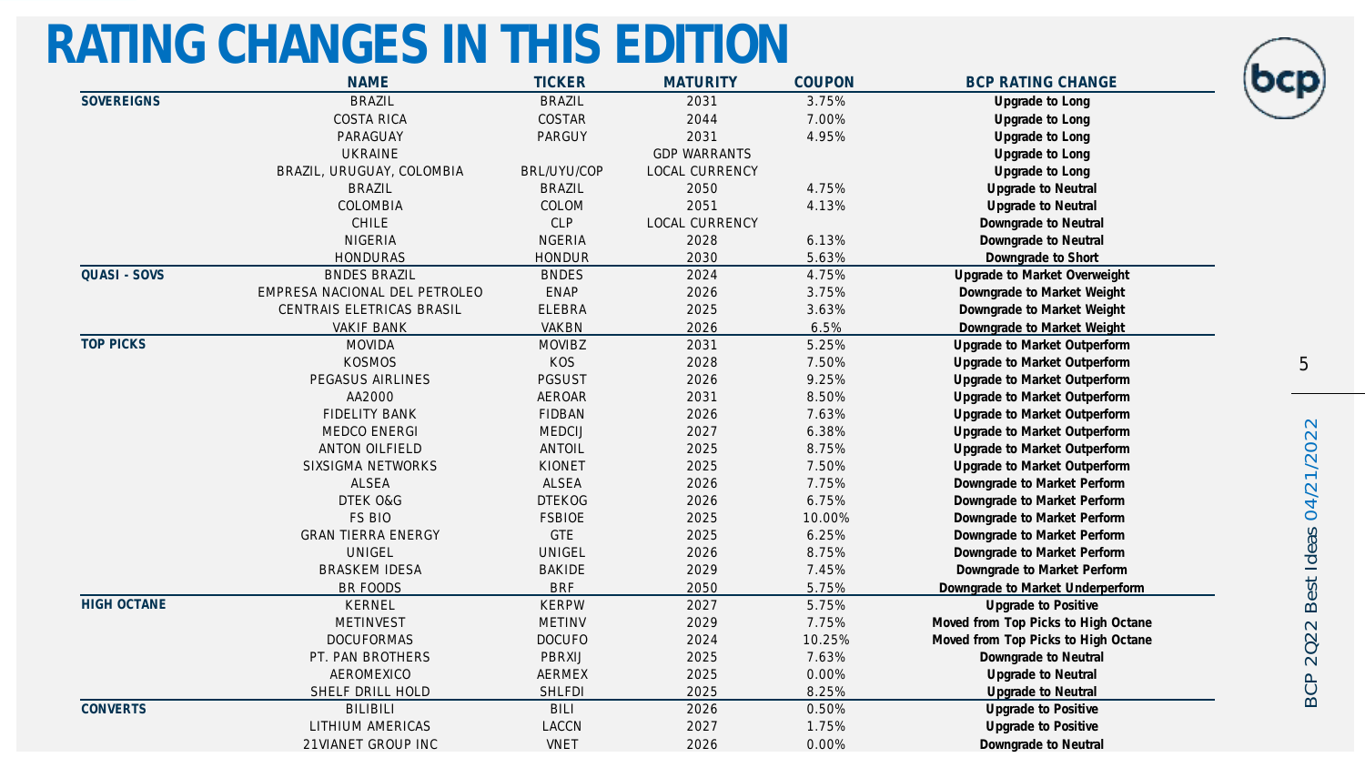# RATING CHANGES IN THIS EDITION

| | NAME | TICKER | MATURITY | COUPON | BCP RATING CHANGE |
|---|---|---|---|---|---|
| **SOVEREIGNS** | BRAZIL | BRAZIL | 2031 | 3.75% | **Upgrade to Long** |
| | COSTA RICA | COSTAR | 2044 | 7.00% | **Upgrade to Long** |
| | PARAGUAY | PARGUY | 2031 | 4.95% | **Upgrade to Long** |
| | UKRAINE | | GDP WARRANTS | | **Upgrade to Long** |
| | BRAZIL, URUGUAY, COLOMBIA | BRL/UYU/COP | LOCAL CURRENCY | | **Upgrade to Long** |
| | BRAZIL | BRAZIL | 2050 | 4.75% | **Upgrade to Neutral** |
| | COLOMBIA | COLOM | 2051 | 4.13% | **Upgrade to Neutral** |
| | CHILE | CLP | LOCAL CURRENCY | | **Downgrade to Neutral** |
| | NIGERIA | NGERIA | 2028 | 6.13% | **Downgrade to Neutral** |
| | HONDURAS | HONDUR | 2030 | 5.63% | **Downgrade to Short** |
| **QUASI - SOVS** | BNDES BRAZIL | BNDES | 2024 | 4.75% | **Upgrade to Market Overweight** |
| | EMPRESA NACIONAL DEL PETROLEO | ENAP | 2026 | 3.75% | **Downgrade to Market Weight** |
| | CENTRAIS ELETRICAS BRASIL | ELEBRA | 2025 | 3.63% | **Downgrade to Market Weight** |
| | VAKIF BANK | VAKBN | 2026 | 6.5% | **Downgrade to Market Weight** |
| **TOP PICKS** | MOVIDA | MOVIBZ | 2031 | 5.25% | **Upgrade to Market Outperform** |
| | KOSMOS | KOS | 2028 | 7.50% | **Upgrade to Market Outperform** |
| | PEGASUS AIRLINES | PGSUST | 2026 | 9.25% | **Upgrade to Market Outperform** |
| | AA2000 | AEROAR | 2031 | 8.50% | **Upgrade to Market Outperform** |
| | FIDELITY BANK | FIDBAN | 2026 | 7.63% | **Upgrade to Market Outperform** |
| | MEDCO ENERGI | MEDCIJ | 2027 | 6.38% | **Upgrade to Market Outperform** |
| | ANTON OILFIELD | ANTOIL | 2025 | 8.75% | **Upgrade to Market Outperform** |
| | SIXSIGMA NETWORKS | KIONET | 2025 | 7.50% | **Upgrade to Market Outperform** |
| | ALSEA | ALSEA | 2026 | 7.75% | **Downgrade to Market Perform** |
| | DTEK O&G | DTEKOG | 2026 | 6.75% | **Downgrade to Market Perform** |
| | FS BIO | FSBIOE | 2025 | 10.00% | **Downgrade to Market Perform** |
| | GRAN TIERRA ENERGY | GTE | 2025 | 6.25% | **Downgrade to Market Perform** |
| | UNIGEL | UNIGEL | 2026 | 8.75% | **Downgrade to Market Perform** |
| | BRASKEM IDESA | BAKIDE | 2029 | 7.45% | **Downgrade to Market Perform** |
| | BR FOODS | BRF | 2050 | 5.75% | **Downgrade to Market Underperform** |
| **HIGH OCTANE** | KERNEL | KERPW | 2027 | 5.75% | **Upgrade to Positive** |
| | METINVEST | METINV | 2029 | 7.75% | **Moved from Top Picks to High Octane** |
| | DOCUFORMAS | DOCUFO | 2024 | 10.25% | **Moved from Top Picks to High Octane** |
| | PT. PAN BROTHERS | PBRXIJ | 2025 | 7.63% | **Downgrade to Neutral** |
| | AEROMEXICO | AERMEX | 2025 | 0.00% | **Upgrade to Neutral** |
| | SHELF DRILL HOLD | SHLFDI | 2025 | 8.25% | **Upgrade to Neutral** |
| **CONVERTS** | BILIBILI | BILI | 2026 | 0.50% | **Upgrade to Positive** |
| | LITHIUM AMERICAS | LACCN | 2027 | 1.75% | **Upgrade to Positive** |
| | 21VIANET GROUP INC | VNET | 2026 | 0.00% | **Downgrade to Neutral** |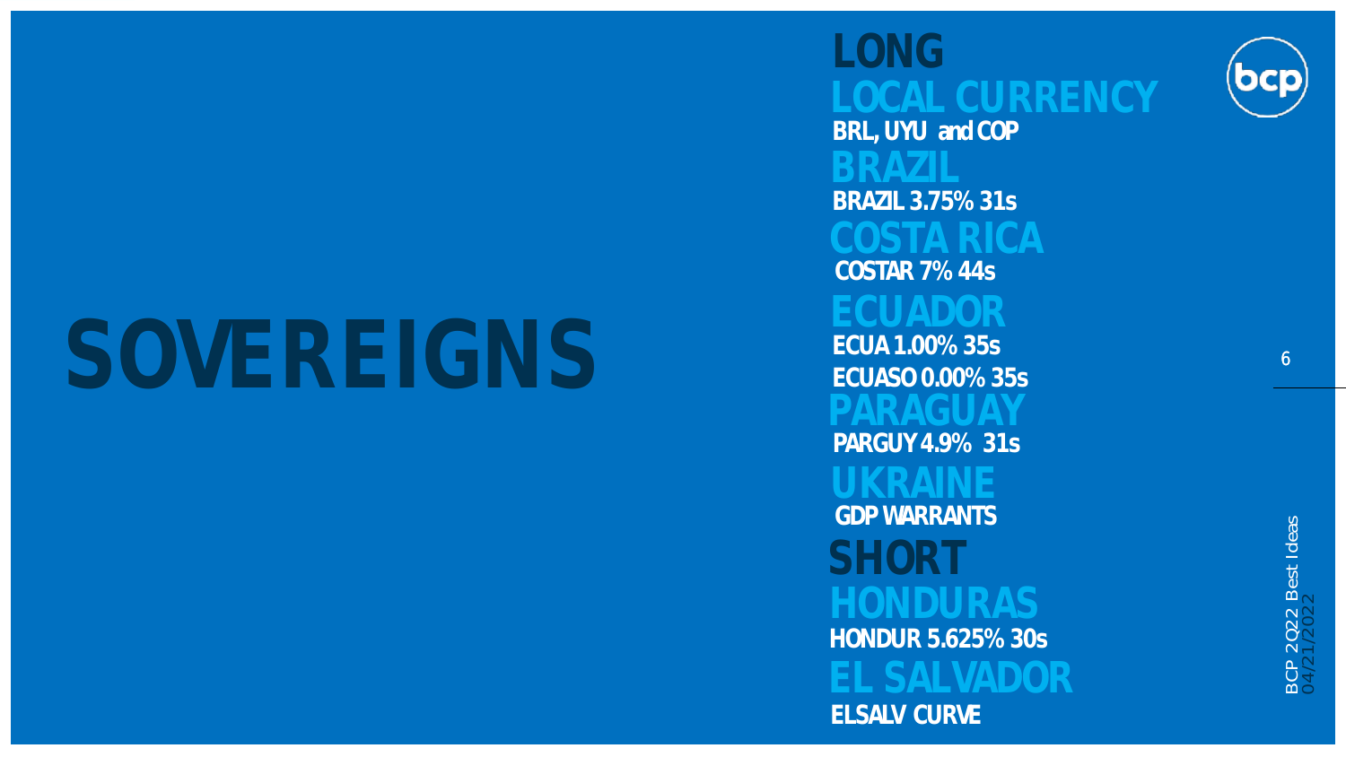# SOVEREIGNS

## LONG

### LOCAL CURRENCY

**BRL, UYU and COP**

### BRAZIL

**BRAZIL 3.75% 31s**

### COSTA RICA

**COSTAR 7% 44s**

### ECUADOR

**ECUA 1.00% 35s**

**ECUASO 0.00% 35s**

### PARAGUAY

**PARGUY 4.9% 31s**

### UKRAINE

**GDP WARRANTS**

## SHORT

### HONDURAS

**HONDUR 5.625% 30s**

### EL SALVADOR

**ELSALV CURVE**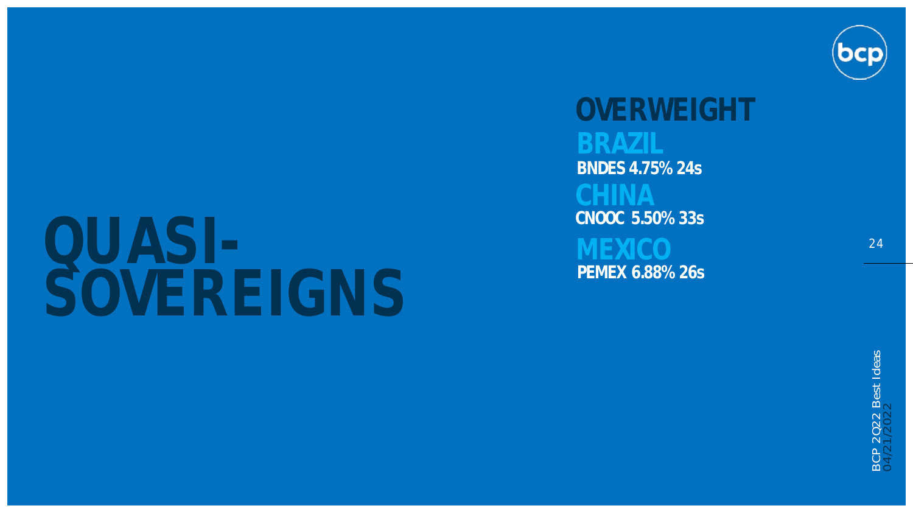# QUASI-SOVEREIGNS

## OVERWEIGHT

### BRAZIL

**BNDES 4.75% 24s**

### CHINA

**CNOOC 5.50% 33s**

### MEXICO

**PEMEX 6.88% 26s**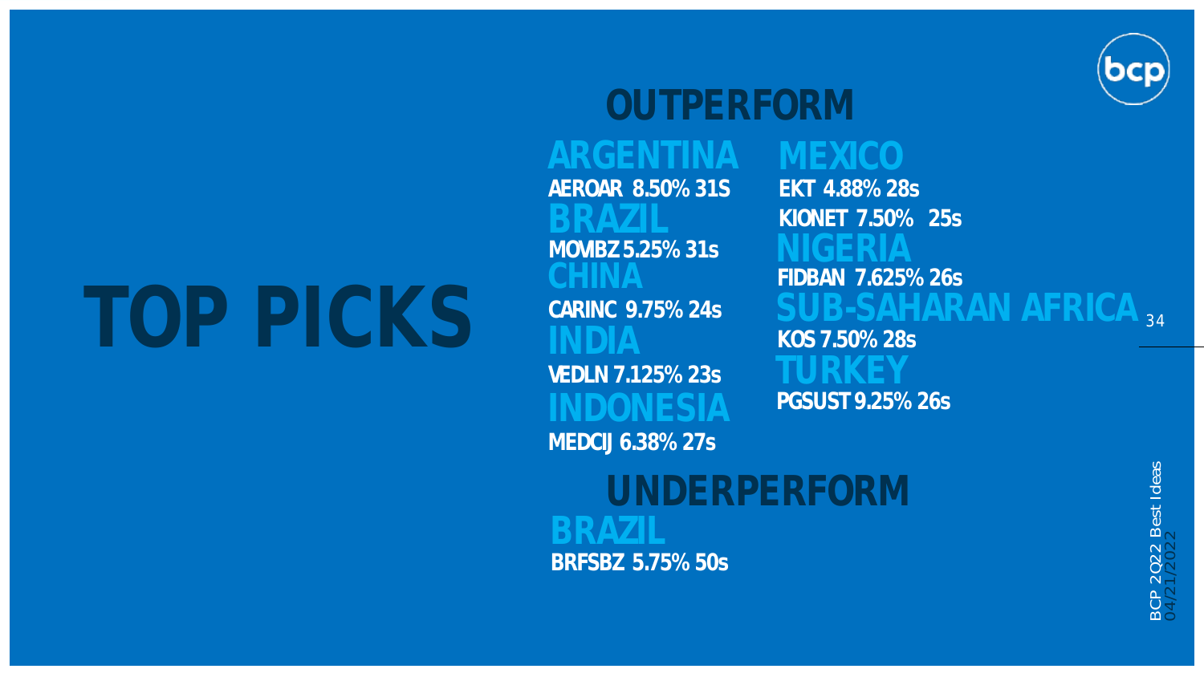# TOP PICKS

## OUTPERFORM

### ARGENTINA
AEROAR 8.50% 31S

### BRAZIL
MOVIBZ 5.25% 31s

### CHINA
CARINC 9.75% 24s

### INDIA
VEDLN 7.125% 23s

### INDONESIA
MEDCIJ 6.38% 27s

### MEXICO
EKT 4.88% 28s

KIONET 7.50% 25s

### NIGERIA
FIDBAN 7.625% 26s

### SUB-SAHARAN AFRICA
KOS 7.50% 28s

### TURKEY
PGSUST 9.25% 26s

## UNDERPERFORM

### BRAZIL
BRFSBZ 5.75% 50s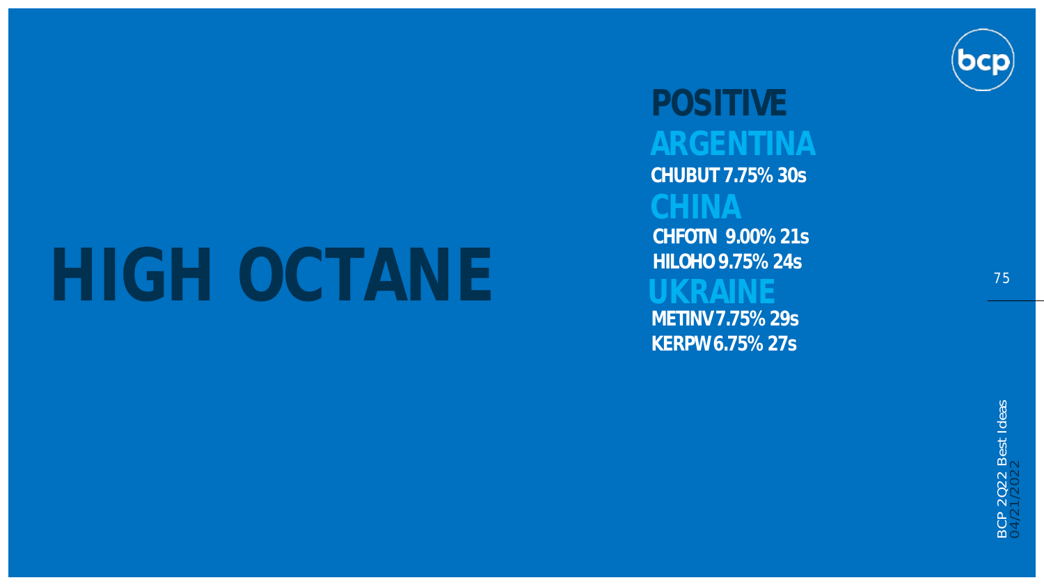# HIGH OCTANE

## POSITIVE

### ARGENTINA

**CHUBUT 7.75% 30s**

### CHINA

**CHFOTN 9.00% 21s**

**HILOHO 9.75% 24s**

### UKRAINE

**METINV 7.75% 29s**

**KERPW 6.75% 27s**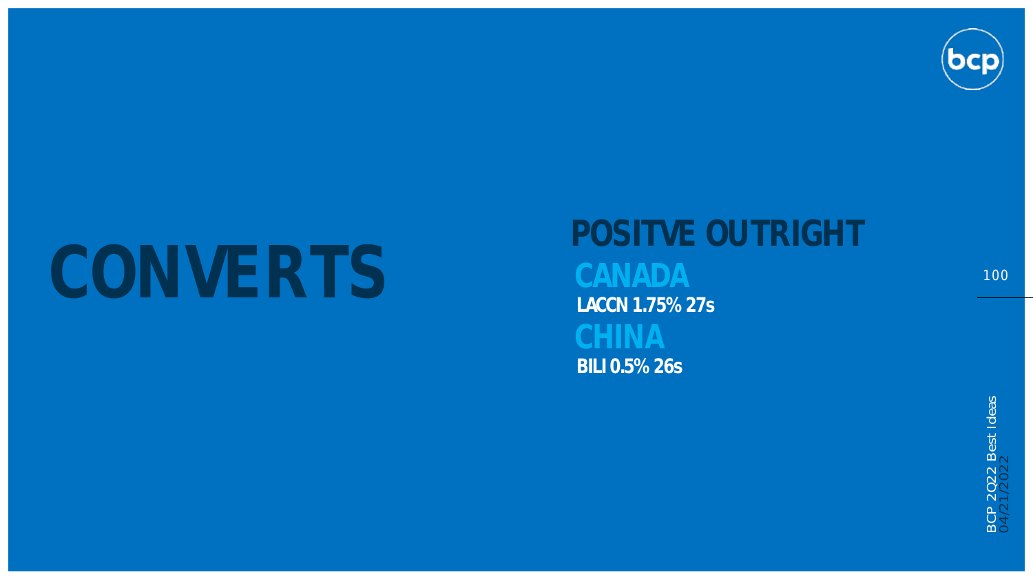# CONVERTS

## POSITVE OUTRIGHT

### CANADA

**LACCN 1.75% 27s**

### CHINA

**BILI 0.5% 26s**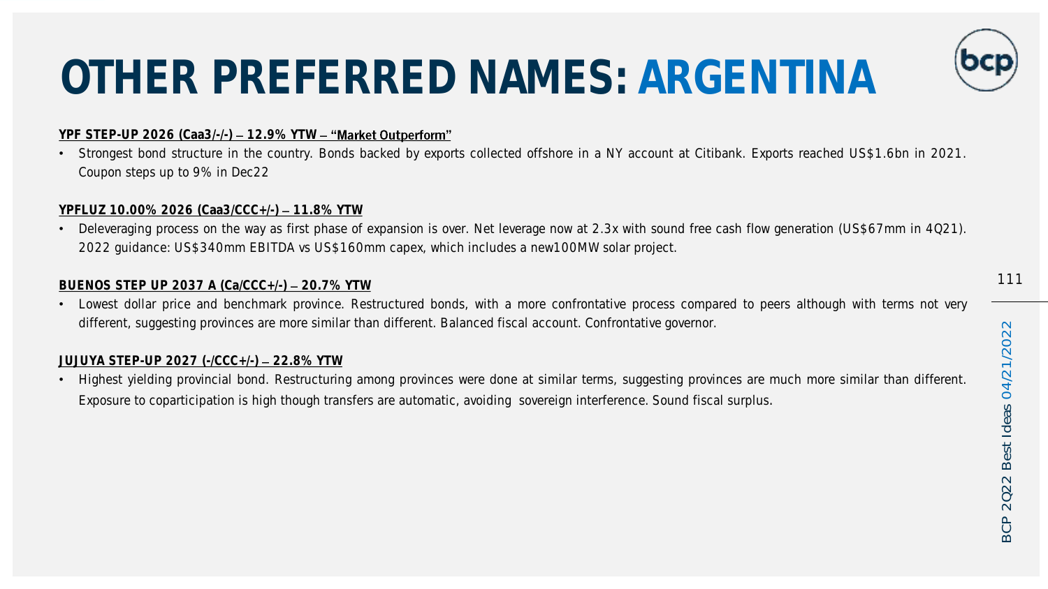# OTHER PREFERRED NAMES: ARGENTINA

**YPF STEP-UP 2026 (Caa3/-/-) – 12.9% YTW – "Market Outperform"**

- Strongest bond structure in the country. Bonds backed by exports collected offshore in a NY account at Citibank. Exports reached US$1.6bn in 2021. Coupon steps up to 9% in Dec22

**YPFLUZ 10.00% 2026 (Caa3/CCC+/-) – 11.8% YTW**

- Deleveraging process on the way as first phase of expansion is over. Net leverage now at 2.3x with sound free cash flow generation (US$67mm in 4Q21). 2022 guidance: US$340mm EBITDA vs US$160mm capex, which includes a new100MW solar project.

**BUENOS STEP UP 2037 A (Ca/CCC+/-) – 20.7% YTW**

- Lowest dollar price and benchmark province. Restructured bonds, with a more confrontative process compared to peers although with terms not very different, suggesting provinces are more similar than different. Balanced fiscal account. Confrontative governor.

**JUJUYA STEP-UP 2027 (-/CCC+/-) – 22.8% YTW**

- Highest yielding provincial bond. Restructuring among provinces were done at similar terms, suggesting provinces are much more similar than different. Exposure to coparticipation is high though transfers are automatic, avoiding sovereign interference. Sound fiscal surplus.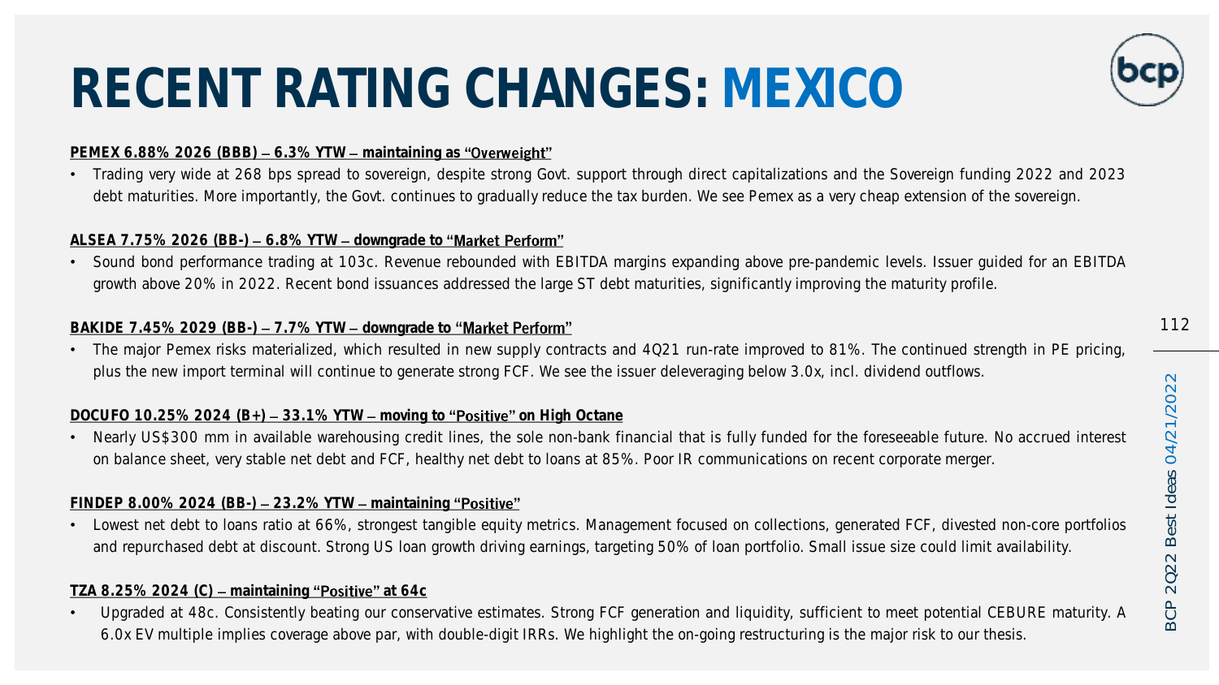# RECENT RATING CHANGES: MEXICO

**PEMEX 6.88% 2026 (BBB) – 6.3% YTW – maintaining as "Overweight"**

- Trading very wide at 268 bps spread to sovereign, despite strong Govt. support through direct capitalizations and the Sovereign funding 2022 and 2023 debt maturities. More importantly, the Govt. continues to gradually reduce the tax burden. We see Pemex as a very cheap extension of the sovereign.

**ALSEA 7.75% 2026 (BB-) – 6.8% YTW – downgrade to "Market Perform"**

- Sound bond performance trading at 103c. Revenue rebounded with EBITDA margins expanding above pre-pandemic levels. Issuer guided for an EBITDA growth above 20% in 2022. Recent bond issuances addressed the large ST debt maturities, significantly improving the maturity profile.

**BAKIDE 7.45% 2029 (BB-) – 7.7% YTW – downgrade to "Market Perform"**

- The major Pemex risks materialized, which resulted in new supply contracts and 4Q21 run-rate improved to 81%. The continued strength in PE pricing, plus the new import terminal will continue to generate strong FCF. We see the issuer deleveraging below 3.0x, incl. dividend outflows.

**DOCUFO 10.25% 2024 (B+) – 33.1% YTW – moving to "Positive" on High Octane**

- Nearly US$300 mm in available warehousing credit lines, the sole non-bank financial that is fully funded for the foreseeable future. No accrued interest on balance sheet, very stable net debt and FCF, healthy net debt to loans at 85%. Poor IR communications on recent corporate merger.

**FINDEP 8.00% 2024 (BB-) – 23.2% YTW – maintaining "Positive"**

- Lowest net debt to loans ratio at 66%, strongest tangible equity metrics. Management focused on collections, generated FCF, divested non-core portfolios and repurchased debt at discount. Strong US loan growth driving earnings, targeting 50% of loan portfolio. Small issue size could limit availability.

**TZA 8.25% 2024 (C) – maintaining "Positive" at 64c**

- Upgraded at 48c. Consistently beating our conservative estimates. Strong FCF generation and liquidity, sufficient to meet potential CEBURE maturity. A 6.0x EV multiple implies coverage above par, with double-digit IRRs. We highlight the on-going restructuring is the major risk to our thesis.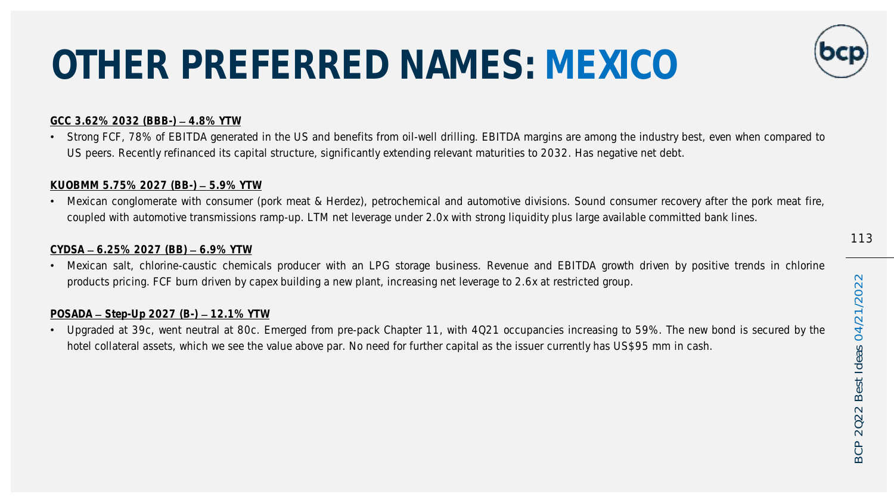# OTHER PREFERRED NAMES: MEXICO

**GCC 3.62% 2032 (BBB-) – 4.8% YTW**

- Strong FCF, 78% of EBITDA generated in the US and benefits from oil-well drilling. EBITDA margins are among the industry best, even when compared to US peers. Recently refinanced its capital structure, significantly extending relevant maturities to 2032. Has negative net debt.

**KUOBMM 5.75% 2027 (BB-) – 5.9% YTW**

- Mexican conglomerate with consumer (pork meat & Herdez), petrochemical and automotive divisions. Sound consumer recovery after the pork meat fire, coupled with automotive transmissions ramp-up. LTM net leverage under 2.0x with strong liquidity plus large available committed bank lines.

**CYDSA – 6.25% 2027 (BB) – 6.9% YTW**

- Mexican salt, chlorine-caustic chemicals producer with an LPG storage business. Revenue and EBITDA growth driven by positive trends in chlorine products pricing. FCF burn driven by capex building a new plant, increasing net leverage to 2.6x at restricted group.

**POSADA – Step-Up 2027 (B-) – 12.1% YTW**

- Upgraded at 39c, went neutral at 80c. Emerged from pre-pack Chapter 11, with 4Q21 occupancies increasing to 59%. The new bond is secured by the hotel collateral assets, which we see the value above par. No need for further capital as the issuer currently has US$95 mm in cash.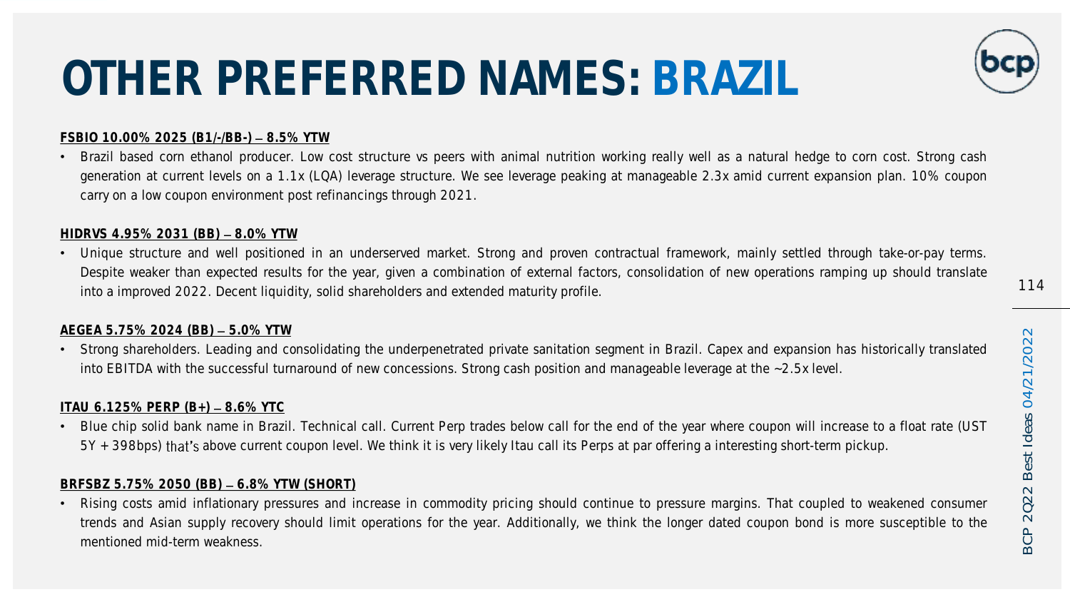# OTHER PREFERRED NAMES: BRAZIL

**FSBIO 10.00% 2025 (B1/-/BB-) – 8.5% YTW**

- Brazil based corn ethanol producer. Low cost structure vs peers with animal nutrition working really well as a natural hedge to corn cost. Strong cash generation at current levels on a 1.1x (LQA) leverage structure. We see leverage peaking at manageable 2.3x amid current expansion plan. 10% coupon carry on a low coupon environment post refinancings through 2021.

**HIDRVS 4.95% 2031 (BB) – 8.0% YTW**

- Unique structure and well positioned in an underserved market. Strong and proven contractual framework, mainly settled through take-or-pay terms. Despite weaker than expected results for the year, given a combination of external factors, consolidation of new operations ramping up should translate into a improved 2022. Decent liquidity, solid shareholders and extended maturity profile.

**AEGEA 5.75% 2024 (BB) – 5.0% YTW**

- Strong shareholders. Leading and consolidating the underpenetrated private sanitation segment in Brazil. Capex and expansion has historically translated into EBITDA with the successful turnaround of new concessions. Strong cash position and manageable leverage at the ~2.5x level.

**ITAU 6.125% PERP (B+) – 8.6% YTC**

- Blue chip solid bank name in Brazil. Technical call. Current Perp trades below call for the end of the year where coupon will increase to a float rate (UST 5Y + 398bps) that's above current coupon level. We think it is very likely Itau call its Perps at par offering a interesting short-term pickup.

**BRFSBZ 5.75% 2050 (BB) – 6.8% YTW (SHORT)**

- Rising costs amid inflationary pressures and increase in commodity pricing should continue to pressure margins. That coupled to weakened consumer trends and Asian supply recovery should limit operations for the year. Additionally, we think the longer dated coupon bond is more susceptible to the mentioned mid-term weakness.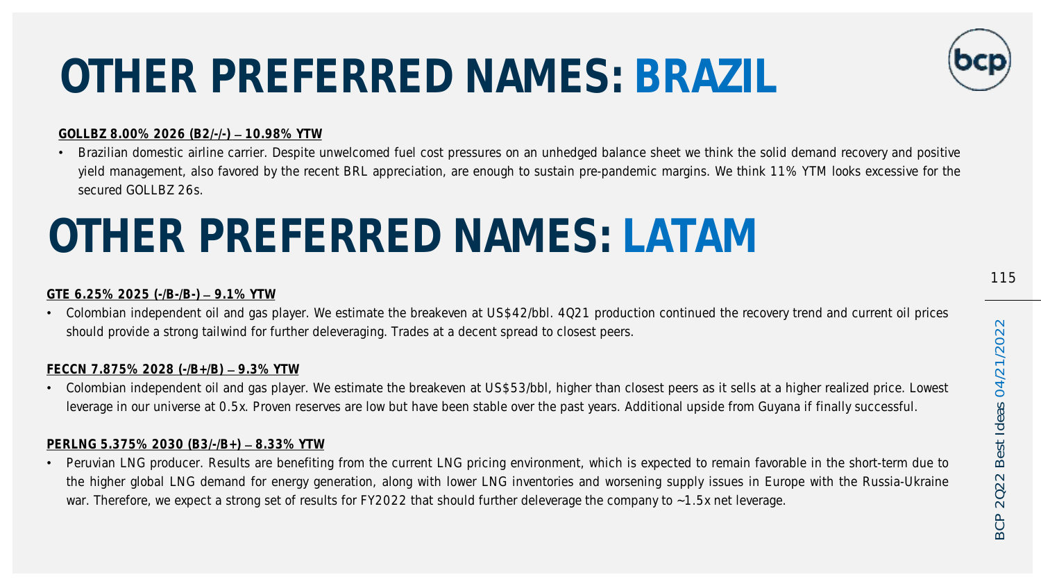# OTHER PREFERRED NAMES: BRAZIL

**GOLLBZ 8.00% 2026 (B2/-/-) – 10.98% YTW**

- Brazilian domestic airline carrier. Despite unwelcomed fuel cost pressures on an unhedged balance sheet we think the solid demand recovery and positive yield management, also favored by the recent BRL appreciation, are enough to sustain pre-pandemic margins. We think 11% YTM looks excessive for the secured GOLLBZ 26s.

# OTHER PREFERRED NAMES: LATAM

**GTE 6.25% 2025 (-/B-/B-) – 9.1% YTW**

- Colombian independent oil and gas player. We estimate the breakeven at US$42/bbl. 4Q21 production continued the recovery trend and current oil prices should provide a strong tailwind for further deleveraging. Trades at a decent spread to closest peers.

**FECCN 7.875% 2028 (-/B+/B) – 9.3% YTW**

- Colombian independent oil and gas player. We estimate the breakeven at US$53/bbl, higher than closest peers as it sells at a higher realized price. Lowest leverage in our universe at 0.5x. Proven reserves are low but have been stable over the past years. Additional upside from Guyana if finally successful.

**PERLNG 5.375% 2030 (B3/-/B+) – 8.33% YTW**

- Peruvian LNG producer. Results are benefiting from the current LNG pricing environment, which is expected to remain favorable in the short-term due to the higher global LNG demand for energy generation, along with lower LNG inventories and worsening supply issues in Europe with the Russia-Ukraine war. Therefore, we expect a strong set of results for FY2022 that should further deleverage the company to ~1.5x net leverage.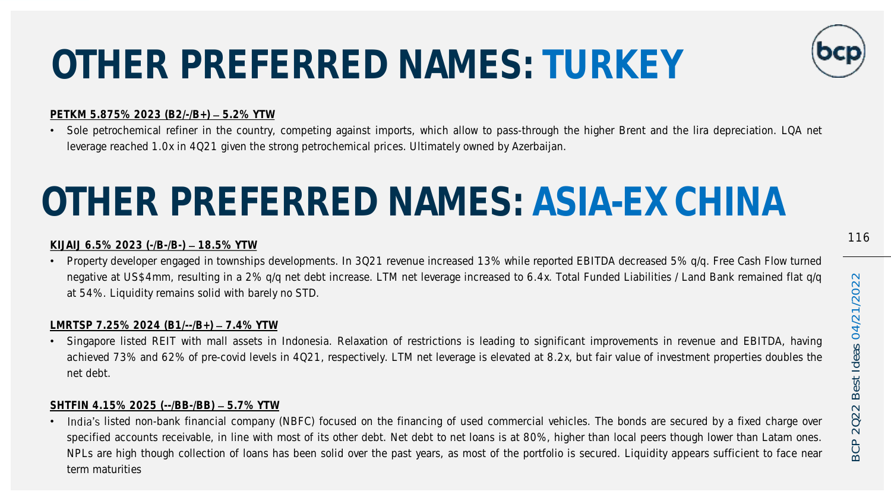# OTHER PREFERRED NAMES: TURKEY

**PETKM 5.875% 2023 (B2/-/B+) – 5.2% YTW**

- Sole petrochemical refiner in the country, competing against imports, which allow to pass-through the higher Brent and the lira depreciation. LQA net leverage reached 1.0x in 4Q21 given the strong petrochemical prices. Ultimately owned by Azerbaijan.

# OTHER PREFERRED NAMES: ASIA-EX CHINA

**KIJAIJ 6.5% 2023 (-/B-/B-) – 18.5% YTW**

- Property developer engaged in townships developments. In 3Q21 revenue increased 13% while reported EBITDA decreased 5% q/q. Free Cash Flow turned negative at US$4mm, resulting in a 2% q/q net debt increase. LTM net leverage increased to 6.4x. Total Funded Liabilities / Land Bank remained flat q/q at 54%. Liquidity remains solid with barely no STD.

**LMRTSP 7.25% 2024 (B1/--/B+) – 7.4% YTW**

- Singapore listed REIT with mall assets in Indonesia. Relaxation of restrictions is leading to significant improvements in revenue and EBITDA, having achieved 73% and 62% of pre-covid levels in 4Q21, respectively. LTM net leverage is elevated at 8.2x, but fair value of investment properties doubles the net debt.

**SHTFIN 4.15% 2025 (--/BB-/BB) – 5.7% YTW**

- India's listed non-bank financial company (NBFC) focused on the financing of used commercial vehicles. The bonds are secured by a fixed charge over specified accounts receivable, in line with most of its other debt. Net debt to net loans is at 80%, higher than local peers though lower than Latam ones. NPLs are high though collection of loans has been solid over the past years, as most of the portfolio is secured. Liquidity appears sufficient to face near term maturities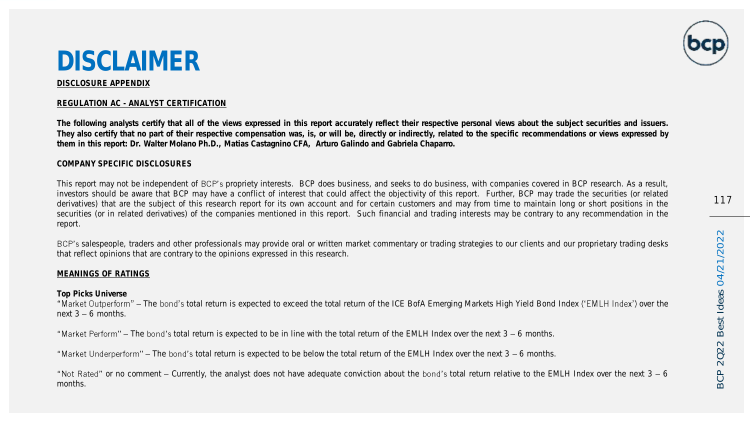# DISCLAIMER

**DISCLOSURE APPENDIX**

**REGULATION AC - ANALYST CERTIFICATION**

**The following analysts certify that all of the views expressed in this report accurately reflect their respective personal views about the subject securities and issuers. They also certify that no part of their respective compensation was, is, or will be, directly or indirectly, related to the specific recommendations or views expressed by them in this report: Dr. Walter Molano Ph.D., Matias Castagnino CFA, Arturo Galindo and Gabriela Chaparro.**

**COMPANY SPECIFIC DISCLOSURES**

This report may not be independent of BCP's propriety interests. BCP does business, and seeks to do business, with companies covered in BCP research. As a result, investors should be aware that BCP may have a conflict of interest that could affect the objectivity of this report. Further, BCP may trade the securities (or related derivatives) that are the subject of this research report for its own account and for certain customers and may from time to maintain long or short positions in the securities (or in related derivatives) of the companies mentioned in this report. Such financial and trading interests may be contrary to any recommendation in the report.

BCP's salespeople, traders and other professionals may provide oral or written market commentary or trading strategies to our clients and our proprietary trading desks that reflect opinions that are contrary to the opinions expressed in this research.

**MEANINGS OF RATINGS**

**Top Picks Universe**
"Market Outperform" – The bond's total return is expected to exceed the total return of the ICE BofA Emerging Markets High Yield Bond Index ('EMLH Index') over the next 3 – 6 months.

"Market Perform" – The bond's total return is expected to be in line with the total return of the EMLH Index over the next 3 – 6 months.

"Market Underperform" – The bond's total return is expected to be below the total return of the EMLH Index over the next 3 – 6 months.

"Not Rated" or no comment – Currently, the analyst does not have adequate conviction about the bond's total return relative to the EMLH Index over the next 3 – 6 months.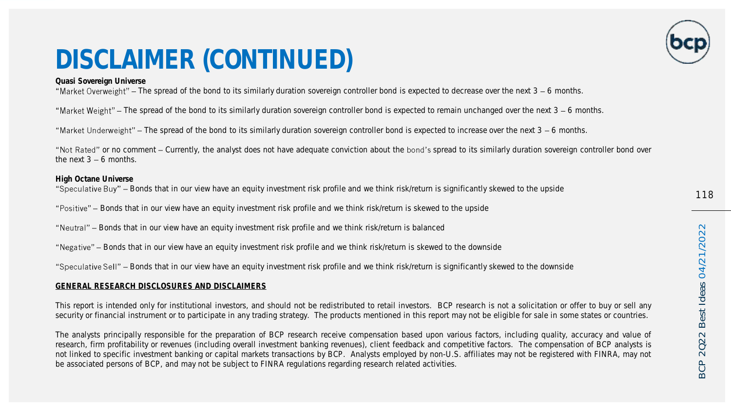# DISCLAIMER (CONTINUED)

**Quasi Sovereign Universe**

"Market Overweight" – The spread of the bond to its similarly duration sovereign controller bond is expected to decrease over the next 3 – 6 months.

"Market Weight" – The spread of the bond to its similarly duration sovereign controller bond is expected to remain unchanged over the next 3 – 6 months.

"Market Underweight" – The spread of the bond to its similarly duration sovereign controller bond is expected to increase over the next 3 – 6 months.

"Not Rated" or no comment – Currently, the analyst does not have adequate conviction about the bond's spread to its similarly duration sovereign controller bond over the next 3 – 6 months.

**High Octane Universe**

"Speculative Buy" – Bonds that in our view have an equity investment risk profile and we think risk/return is significantly skewed to the upside

"Positive" – Bonds that in our view have an equity investment risk profile and we think risk/return is skewed to the upside

"Neutral" – Bonds that in our view have an equity investment risk profile and we think risk/return is balanced

"Negative" – Bonds that in our view have an equity investment risk profile and we think risk/return is skewed to the downside

"Speculative Sell" – Bonds that in our view have an equity investment risk profile and we think risk/return is significantly skewed to the downside

**GENERAL RESEARCH DISCLOSURES AND DISCLAIMERS**

This report is intended only for institutional investors, and should not be redistributed to retail investors. BCP research is not a solicitation or offer to buy or sell any security or financial instrument or to participate in any trading strategy. The products mentioned in this report may not be eligible for sale in some states or countries.

The analysts principally responsible for the preparation of BCP research receive compensation based upon various factors, including quality, accuracy and value of research, firm profitability or revenues (including overall investment banking revenues), client feedback and competitive factors. The compensation of BCP analysts is not linked to specific investment banking or capital markets transactions by BCP. Analysts employed by non-U.S. affiliates may not be registered with FINRA, may not be associated persons of BCP, and may not be subject to FINRA regulations regarding research related activities.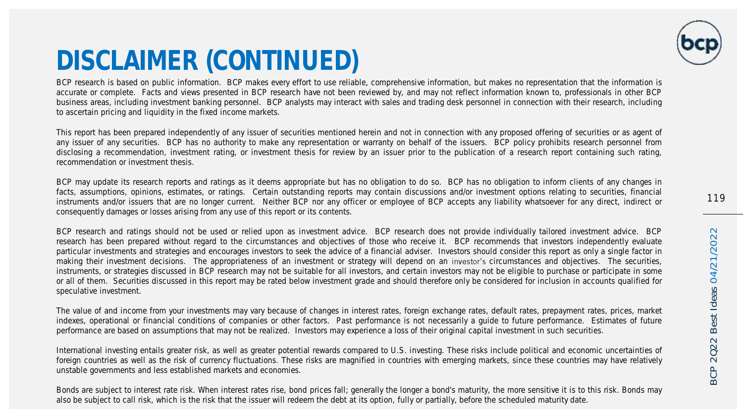# DISCLAIMER (CONTINUED)

BCP research is based on public information. BCP makes every effort to use reliable, comprehensive information, but makes no representation that the information is accurate or complete. Facts and views presented in BCP research have not been reviewed by, and may not reflect information known to, professionals in other BCP business areas, including investment banking personnel. BCP analysts may interact with sales and trading desk personnel in connection with their research, including to ascertain pricing and liquidity in the fixed income markets.

This report has been prepared independently of any issuer of securities mentioned herein and not in connection with any proposed offering of securities or as agent of any issuer of any securities. BCP has no authority to make any representation or warranty on behalf of the issuers. BCP policy prohibits research personnel from disclosing a recommendation, investment rating, or investment thesis for review by an issuer prior to the publication of a research report containing such rating, recommendation or investment thesis.

BCP may update its research reports and ratings as it deems appropriate but has no obligation to do so. BCP has no obligation to inform clients of any changes in facts, assumptions, opinions, estimates, or ratings. Certain outstanding reports may contain discussions and/or investment options relating to securities, financial instruments and/or issuers that are no longer current. Neither BCP nor any officer or employee of BCP accepts any liability whatsoever for any direct, indirect or consequently damages or losses arising from any use of this report or its contents.

BCP research and ratings should not be used or relied upon as investment advice. BCP research does not provide individually tailored investment advice. BCP research has been prepared without regard to the circumstances and objectives of those who receive it. BCP recommends that investors independently evaluate particular investments and strategies and encourages investors to seek the advice of a financial adviser. Investors should consider this report as only a single factor in making their investment decisions. The appropriateness of an investment or strategy will depend on an investor's circumstances and objectives. The securities, instruments, or strategies discussed in BCP research may not be suitable for all investors, and certain investors may not be eligible to purchase or participate in some or all of them. Securities discussed in this report may be rated below investment grade and should therefore only be considered for inclusion in accounts qualified for speculative investment.

The value of and income from your investments may vary because of changes in interest rates, foreign exchange rates, default rates, prepayment rates, prices, market indexes, operational or financial conditions of companies or other factors. Past performance is not necessarily a guide to future performance. Estimates of future performance are based on assumptions that may not be realized. Investors may experience a loss of their original capital investment in such securities.

International investing entails greater risk, as well as greater potential rewards compared to U.S. investing. These risks include political and economic uncertainties of foreign countries as well as the risk of currency fluctuations. These risks are magnified in countries with emerging markets, since these countries may have relatively unstable governments and less established markets and economies.

Bonds are subject to interest rate risk. When interest rates rise, bond prices fall; generally the longer a bond's maturity, the more sensitive it is to this risk. Bonds may also be subject to call risk, which is the risk that the issuer will redeem the debt at its option, fully or partially, before the scheduled maturity date.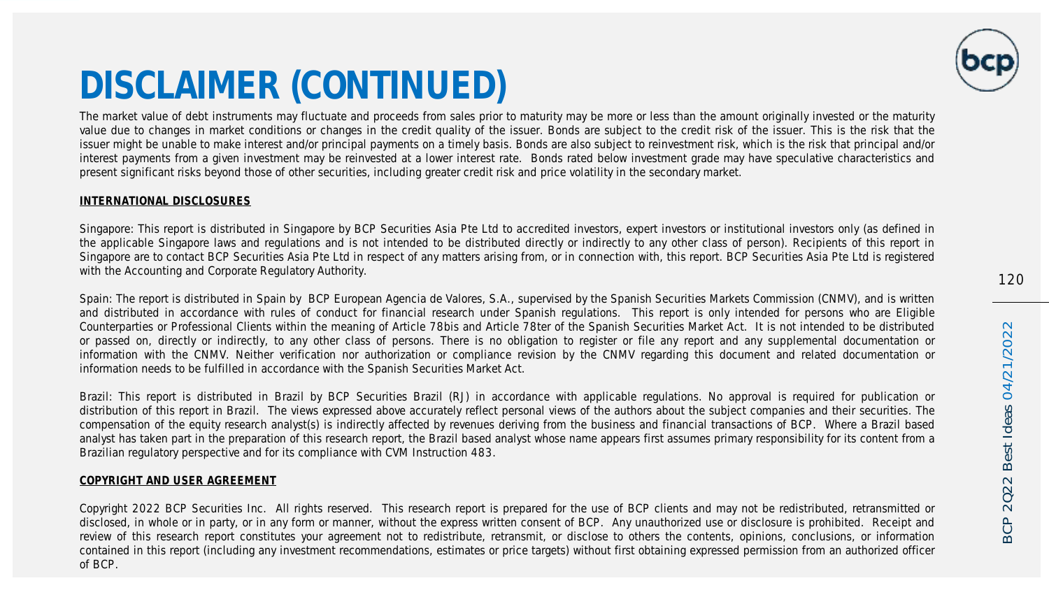# DISCLAIMER (CONTINUED)

The market value of debt instruments may fluctuate and proceeds from sales prior to maturity may be more or less than the amount originally invested or the maturity value due to changes in market conditions or changes in the credit quality of the issuer. Bonds are subject to the credit risk of the issuer. This is the risk that the issuer might be unable to make interest and/or principal payments on a timely basis. Bonds are also subject to reinvestment risk, which is the risk that principal and/or interest payments from a given investment may be reinvested at a lower interest rate. Bonds rated below investment grade may have speculative characteristics and present significant risks beyond those of other securities, including greater credit risk and price volatility in the secondary market.

**INTERNATIONAL DISCLOSURES**

Singapore: This report is distributed in Singapore by BCP Securities Asia Pte Ltd to accredited investors, expert investors or institutional investors only (as defined in the applicable Singapore laws and regulations and is not intended to be distributed directly or indirectly to any other class of person). Recipients of this report in Singapore are to contact BCP Securities Asia Pte Ltd in respect of any matters arising from, or in connection with, this report. BCP Securities Asia Pte Ltd is registered with the Accounting and Corporate Regulatory Authority.

Spain: The report is distributed in Spain by BCP European Agencia de Valores, S.A., supervised by the Spanish Securities Markets Commission (CNMV), and is written and distributed in accordance with rules of conduct for financial research under Spanish regulations. This report is only intended for persons who are Eligible Counterparties or Professional Clients within the meaning of Article 78bis and Article 78ter of the Spanish Securities Market Act. It is not intended to be distributed or passed on, directly or indirectly, to any other class of persons. There is no obligation to register or file any report and any supplemental documentation or information with the CNMV. Neither verification nor authorization or compliance revision by the CNMV regarding this document and related documentation or information needs to be fulfilled in accordance with the Spanish Securities Market Act.

Brazil: This report is distributed in Brazil by BCP Securities Brazil (RJ) in accordance with applicable regulations. No approval is required for publication or distribution of this report in Brazil. The views expressed above accurately reflect personal views of the authors about the subject companies and their securities. The compensation of the equity research analyst(s) is indirectly affected by revenues deriving from the business and financial transactions of BCP. Where a Brazil based analyst has taken part in the preparation of this research report, the Brazil based analyst whose name appears first assumes primary responsibility for its content from a Brazilian regulatory perspective and for its compliance with CVM Instruction 483.

**COPYRIGHT AND USER AGREEMENT**

Copyright 2022 BCP Securities Inc. All rights reserved. This research report is prepared for the use of BCP clients and may not be redistributed, retransmitted or disclosed, in whole or in party, or in any form or manner, without the express written consent of BCP. Any unauthorized use or disclosure is prohibited. Receipt and review of this research report constitutes your agreement not to redistribute, retransmit, or disclose to others the contents, opinions, conclusions, or information contained in this report (including any investment recommendations, estimates or price targets) without first obtaining expressed permission from an authorized officer of BCP.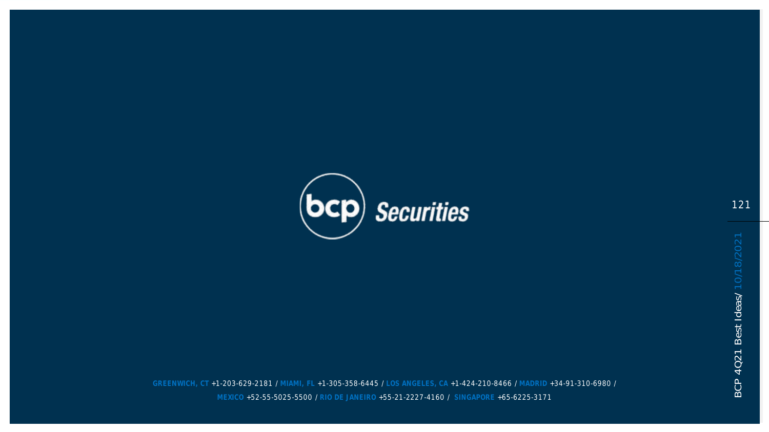bcp Securities

**GREENWICH, CT** +1-203-629-2181 / **MIAMI, FL** +1-305-358-6445 / **LOS ANGELES, CA** +1-424-210-8466 / **MADRID** +34-91-310-6980 / **MEXICO** +52-55-5025-5500 / **RIO DE JANEIRO** +55-21-2227-4160 / **SINGAPORE** +65-6225-3171